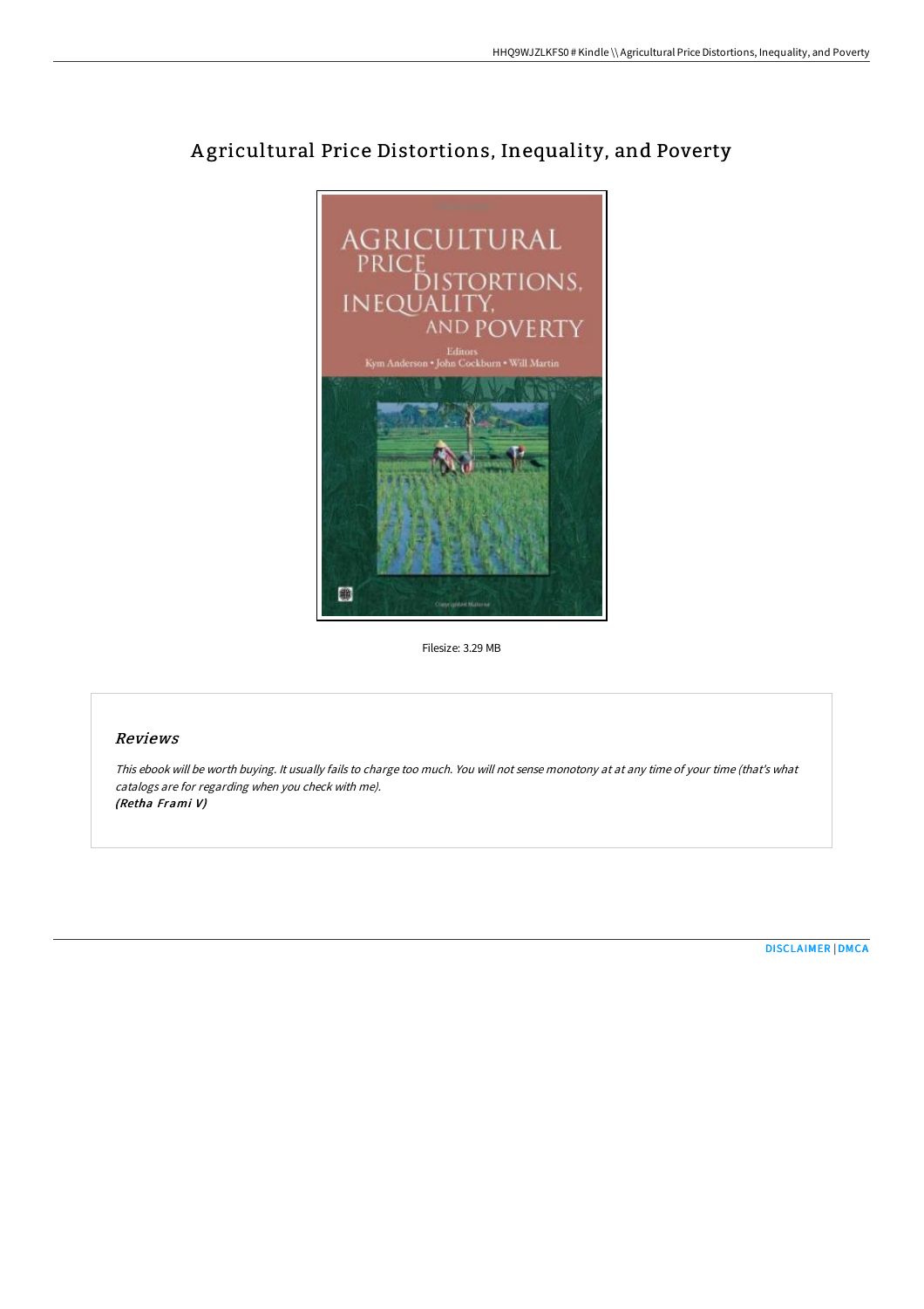# Agricultural Price Distortions, Inequality, and Poverty

Filesize: 3.29 MB

## Reviews

*This ebook will be worth buying. It usually fails to charge too much. You will not sense monotony at at any time of your time (that's what catalogs are for regarding when you check with me).*
***(Retha Frami V)***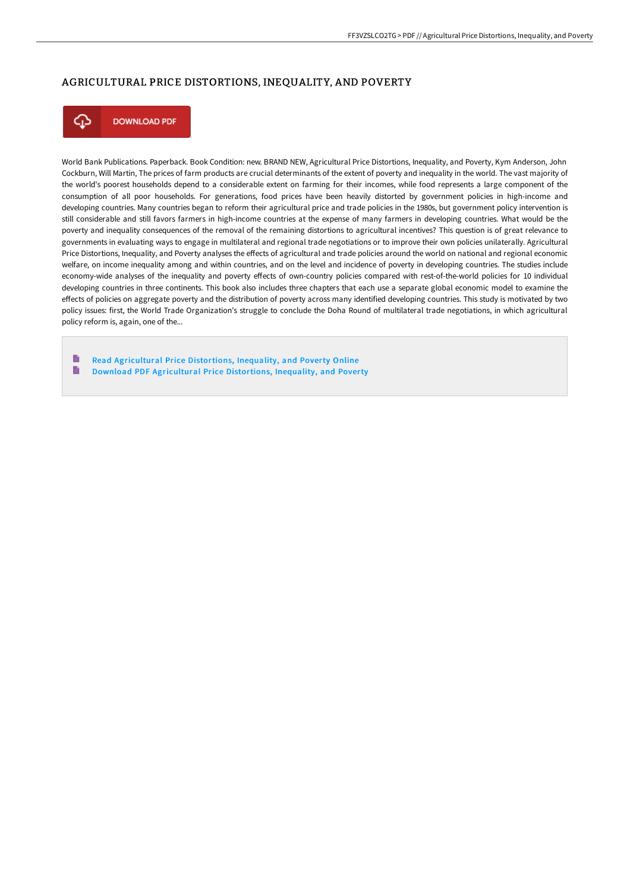# AGRICULTURAL PRICE DISTORTIONS, INEQUALITY, AND POVERTY

DOWNLOAD PDF

World Bank Publications. Paperback. Book Condition: new. BRAND NEW, Agricultural Price Distortions, Inequality, and Poverty, Kym Anderson, John Cockburn, Will Martin, The prices of farm products are crucial determinants of the extent of poverty and inequality in the world. The vast majority of the world's poorest households depend to a considerable extent on farming for their incomes, while food represents a large component of the consumption of all poor households. For generations, food prices have been heavily distorted by government policies in high-income and developing countries. Many countries began to reform their agricultural price and trade policies in the 1980s, but government policy intervention is still considerable and still favors farmers in high-income countries at the expense of many farmers in developing countries. What would be the poverty and inequality consequences of the removal of the remaining distortions to agricultural incentives? This question is of great relevance to governments in evaluating ways to engage in multilateral and regional trade negotiations or to improve their own policies unilaterally. Agricultural Price Distortions, Inequality, and Poverty analyses the effects of agricultural and trade policies around the world on national and regional economic welfare, on income inequality among and within countries, and on the level and incidence of poverty in developing countries. The studies include economy-wide analyses of the inequality and poverty effects of own-country policies compared with rest-of-the-world policies for 10 individual developing countries in three continents. This book also includes three chapters that each use a separate global economic model to examine the effects of policies on aggregate poverty and the distribution of poverty across many identified developing countries. This study is motivated by two policy issues: first, the World Trade Organization's struggle to conclude the Doha Round of multilateral trade negotiations, in which agricultural policy reform is, again, one of the...

- Read Agricultural Price Distortions, Inequality, and Poverty Online
- Download PDF Agricultural Price Distortions, Inequality, and Poverty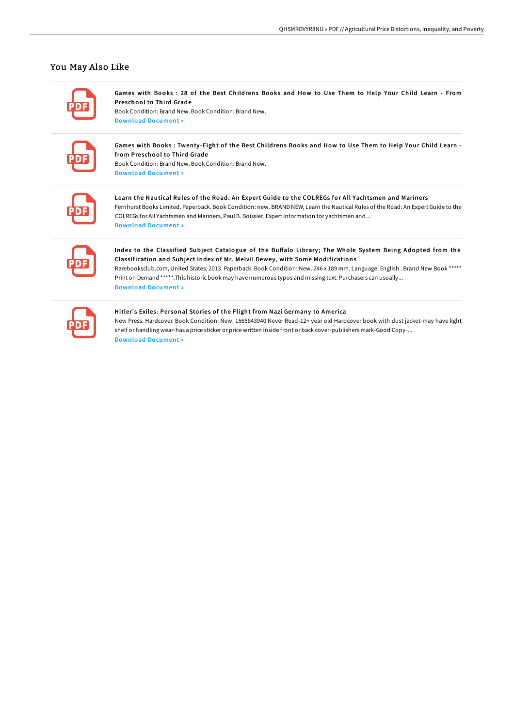## You May Also Like

**Games with Books : 28 of the Best Childrens Books and How to Use Them to Help Your Child Learn - From Preschool to Third Grade**

Book Condition: Brand New. Book Condition: Brand New.

Download Document »

**Games with Books : Twenty-Eight of the Best Childrens Books and How to Use Them to Help Your Child Learn - from Preschool to Third Grade**

Book Condition: Brand New. Book Condition: Brand New.

Download Document »

**Learn the Nautical Rules of the Road: An Expert Guide to the COLREGs for All Yachtsmen and Mariners**

Fernhurst Books Limited. Paperback. Book Condition: new. BRAND NEW, Learn the Nautical Rules of the Road: An Expert Guide to the COLREGs for All Yachtsmen and Mariners, Paul B. Boissier, Expert information for yachtsmen and...

Download Document »

**Index to the Classified Subject Catalogue of the Buffalo Library; The Whole System Being Adopted from the Classification and Subject Index of Mr. Melvil Dewey, with Some Modifications .**

Rarebooksclub.com, United States, 2013. Paperback. Book Condition: New. 246 x 189 mm. Language: English . Brand New Book ***** Print on Demand *****.This historic book may have numerous typos and missing text. Purchasers can usually...

Download Document »

**Hitler's Exiles: Personal Stories of the Flight from Nazi Germany to America**

New Press. Hardcover. Book Condition: New. 1565843940 Never Read-12+ year old Hardcover book with dust jacket-may have light shelf or handling wear-has a price sticker or price written inside front or back cover-publishers mark-Good Copy-...

Download Document »